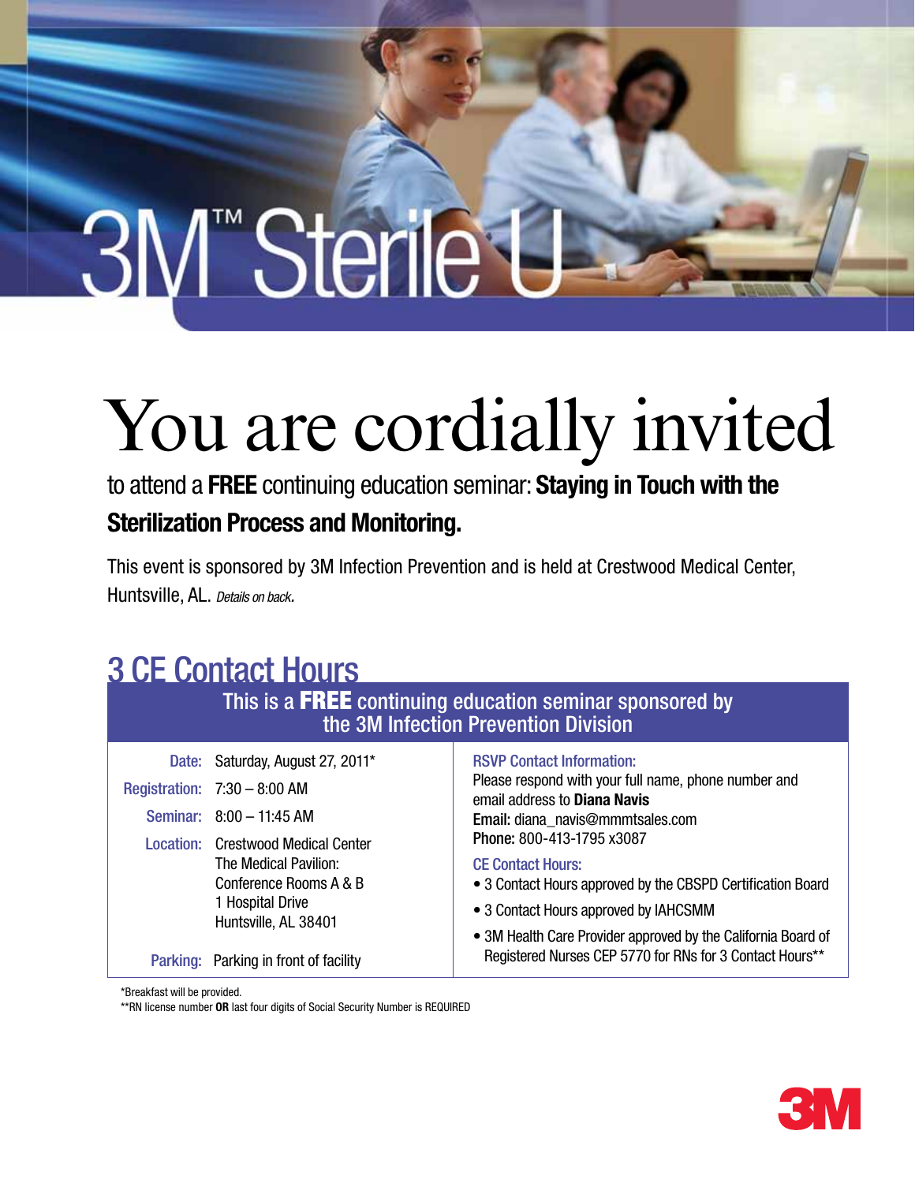# 3M™ Sterile U

# You are cordially invited

to attend a **FREE** continuing education seminar: **Staying in Touch with the Sterilization Process and Monitoring.**

This event is sponsored by 3M Infection Prevention and is held at Crestwood Medical Center, Huntsville, AL. *Details on back.*

## 3 CE Contact Hours

This is a **FREE** continuing education seminar sponsored by the 3M Infection Prevention Division

**Date:** Saturday, August 27, 2011*

**Registration:** 7:30 – 8:00 AM

**Seminar:** 8:00 – 11:45 AM

**Location:** Crestwood Medical Center
The Medical Pavilion:
Conference Rooms A & B
1 Hospital Drive
Huntsville, AL 38401

**Parking:** Parking in front of facility

**RSVP Contact Information:**

Please respond with your full name, phone number and email address to **Diana Navis**

**Email:** diana_navis@mmmtsales.com

**Phone:** 800-413-1795 x3087

**CE Contact Hours:**

- 3 Contact Hours approved by the CBSPD Certification Board
- 3 Contact Hours approved by IAHCSMM
- 3M Health Care Provider approved by the California Board of Registered Nurses CEP 5770 for RNs for 3 Contact Hours**

*Breakfast will be provided.

**RN license number **OR** last four digits of Social Security Number is REQUIRED

3M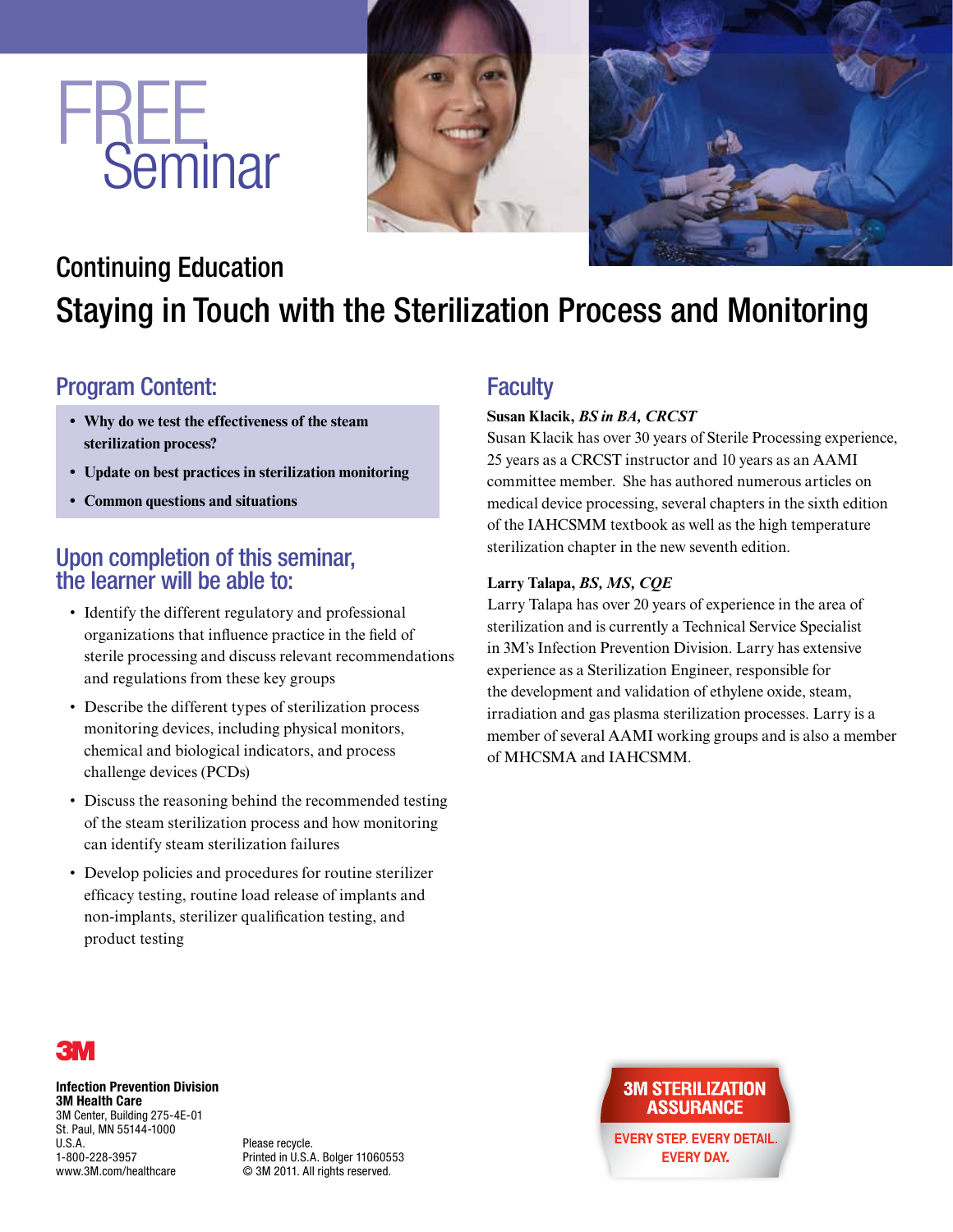# FREE Seminar

## Continuing Education

# Staying in Touch with the Sterilization Process and Monitoring

## Program Content:

- **Why do we test the effectiveness of the steam sterilization process?**
- **Update on best practices in sterilization monitoring**
- **Common questions and situations**

## Upon completion of this seminar, the learner will be able to:

- Identify the different regulatory and professional organizations that influence practice in the field of sterile processing and discuss relevant recommendations and regulations from these key groups
- Describe the different types of sterilization process monitoring devices, including physical monitors, chemical and biological indicators, and process challenge devices (PCDs)
- Discuss the reasoning behind the recommended testing of the steam sterilization process and how monitoring can identify steam sterilization failures
- Develop policies and procedures for routine sterilizer efficacy testing, routine load release of implants and non-implants, sterilizer qualification testing, and product testing

## Faculty

**Susan Klacik, *BS in BA, CRCST***

Susan Klacik has over 30 years of Sterile Processing experience, 25 years as a CRCST instructor and 10 years as an AAMI committee member. She has authored numerous articles on medical device processing, several chapters in the sixth edition of the IAHCSMM textbook as well as the high temperature sterilization chapter in the new seventh edition.

**Larry Talapa, *BS, MS, CQE***

Larry Talapa has over 20 years of experience in the area of sterilization and is currently a Technical Service Specialist in 3M's Infection Prevention Division. Larry has extensive experience as a Sterilization Engineer, responsible for the development and validation of ethylene oxide, steam, irradiation and gas plasma sterilization processes. Larry is a member of several AAMI working groups and is also a member of MHCSMA and IAHCSMM.

3M

**Infection Prevention Division**
**3M Health Care**
3M Center, Building 275-4E-01
St. Paul, MN 55144-1000
U.S.A.
1-800-228-3957
www.3M.com/healthcare

Please recycle.
Printed in U.S.A. Bolger 11060553
© 3M 2011. All rights reserved.

**3M STERILIZATION ASSURANCE**
EVERY STEP. EVERY DETAIL. EVERY DAY.